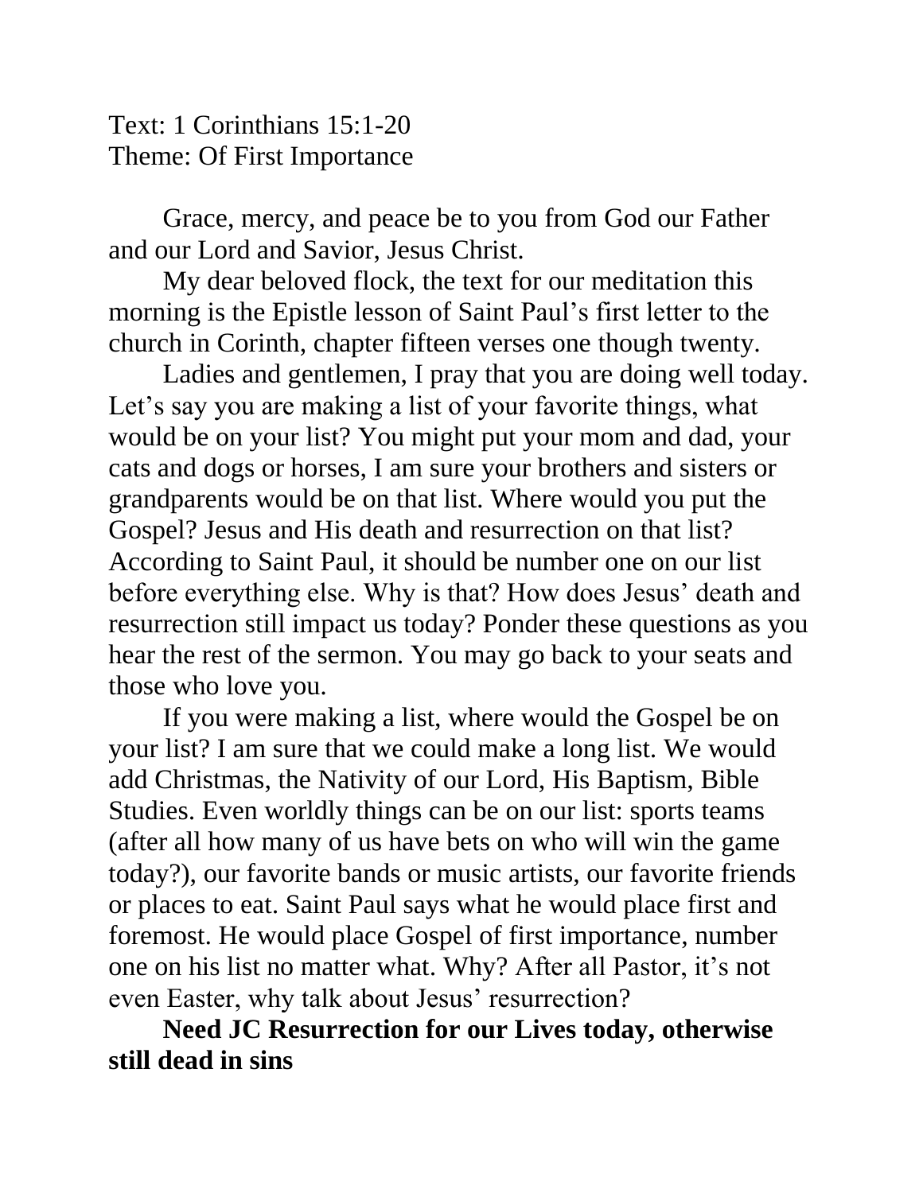Text: 1 Corinthians 15:1-20
Theme: Of First Importance

Grace, mercy, and peace be to you from God our Father and our Lord and Savior, Jesus Christ.

My dear beloved flock, the text for our meditation this morning is the Epistle lesson of Saint Paul's first letter to the church in Corinth, chapter fifteen verses one though twenty.

Ladies and gentlemen, I pray that you are doing well today. Let's say you are making a list of your favorite things, what would be on your list? You might put your mom and dad, your cats and dogs or horses, I am sure your brothers and sisters or grandparents would be on that list. Where would you put the Gospel? Jesus and His death and resurrection on that list? According to Saint Paul, it should be number one on our list before everything else. Why is that? How does Jesus' death and resurrection still impact us today? Ponder these questions as you hear the rest of the sermon. You may go back to your seats and those who love you.

If you were making a list, where would the Gospel be on your list? I am sure that we could make a long list. We would add Christmas, the Nativity of our Lord, His Baptism, Bible Studies. Even worldly things can be on our list: sports teams (after all how many of us have bets on who will win the game today?), our favorite bands or music artists, our favorite friends or places to eat. Saint Paul says what he would place first and foremost. He would place Gospel of first importance, number one on his list no matter what. Why? After all Pastor, it's not even Easter, why talk about Jesus' resurrection?

**Need JC Resurrection for our Lives today, otherwise still dead in sins**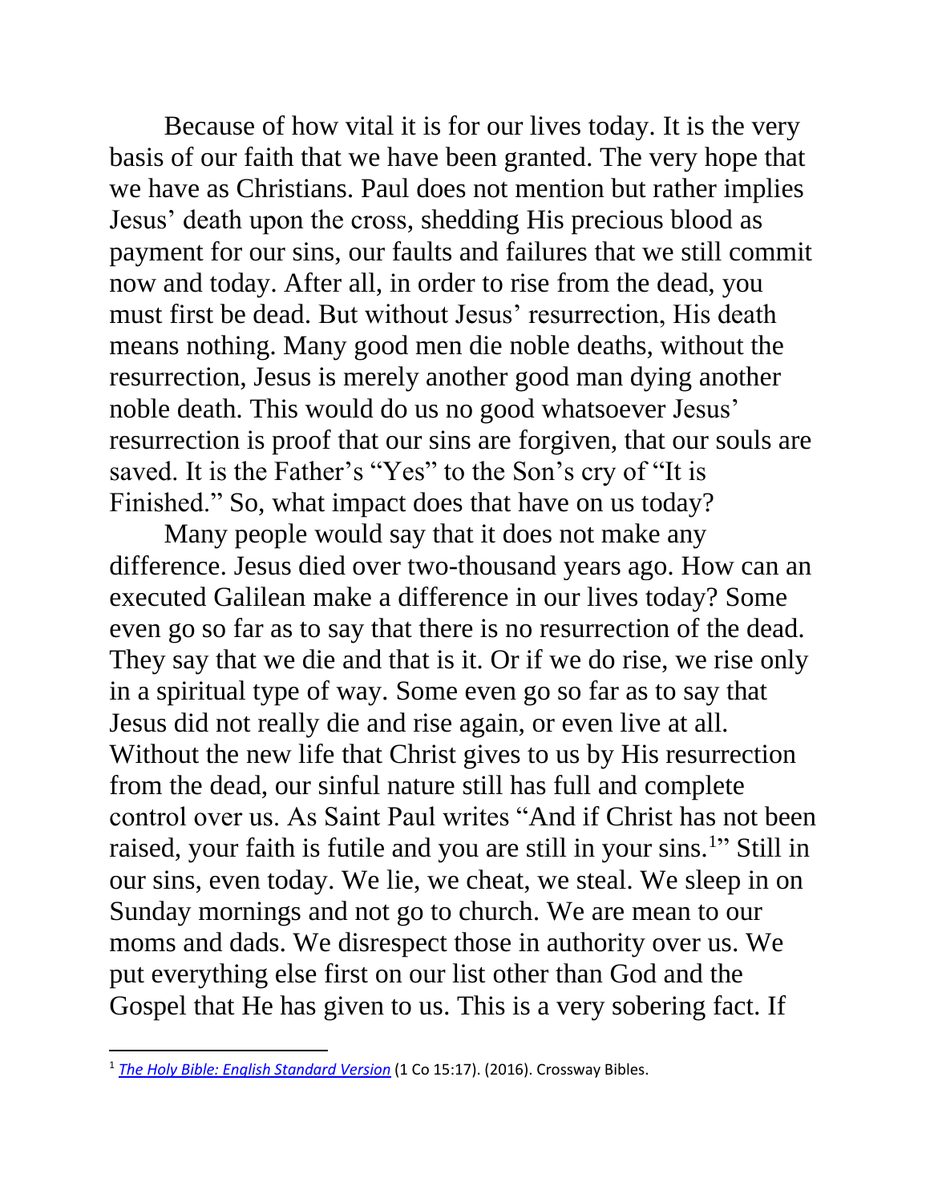Because of how vital it is for our lives today. It is the very basis of our faith that we have been granted. The very hope that we have as Christians. Paul does not mention but rather implies Jesus' death upon the cross, shedding His precious blood as payment for our sins, our faults and failures that we still commit now and today. After all, in order to rise from the dead, you must first be dead. But without Jesus' resurrection, His death means nothing. Many good men die noble deaths, without the resurrection, Jesus is merely another good man dying another noble death. This would do us no good whatsoever Jesus' resurrection is proof that our sins are forgiven, that our souls are saved. It is the Father's "Yes" to the Son's cry of "It is Finished." So, what impact does that have on us today?

Many people would say that it does not make any difference. Jesus died over two-thousand years ago. How can an executed Galilean make a difference in our lives today? Some even go so far as to say that there is no resurrection of the dead. They say that we die and that is it. Or if we do rise, we rise only in a spiritual type of way. Some even go so far as to say that Jesus did not really die and rise again, or even live at all. Without the new life that Christ gives to us by His resurrection from the dead, our sinful nature still has full and complete control over us. As Saint Paul writes "And if Christ has not been raised, your faith is futile and you are still in your sins.[1]" Still in our sins, even today. We lie, we cheat, we steal. We sleep in on Sunday mornings and not go to church. We are mean to our moms and dads. We disrespect those in authority over us. We put everything else first on our list other than God and the Gospel that He has given to us. This is a very sobering fact. If

[1] *The Holy Bible: English Standard Version* (1 Co 15:17). (2016). Crossway Bibles.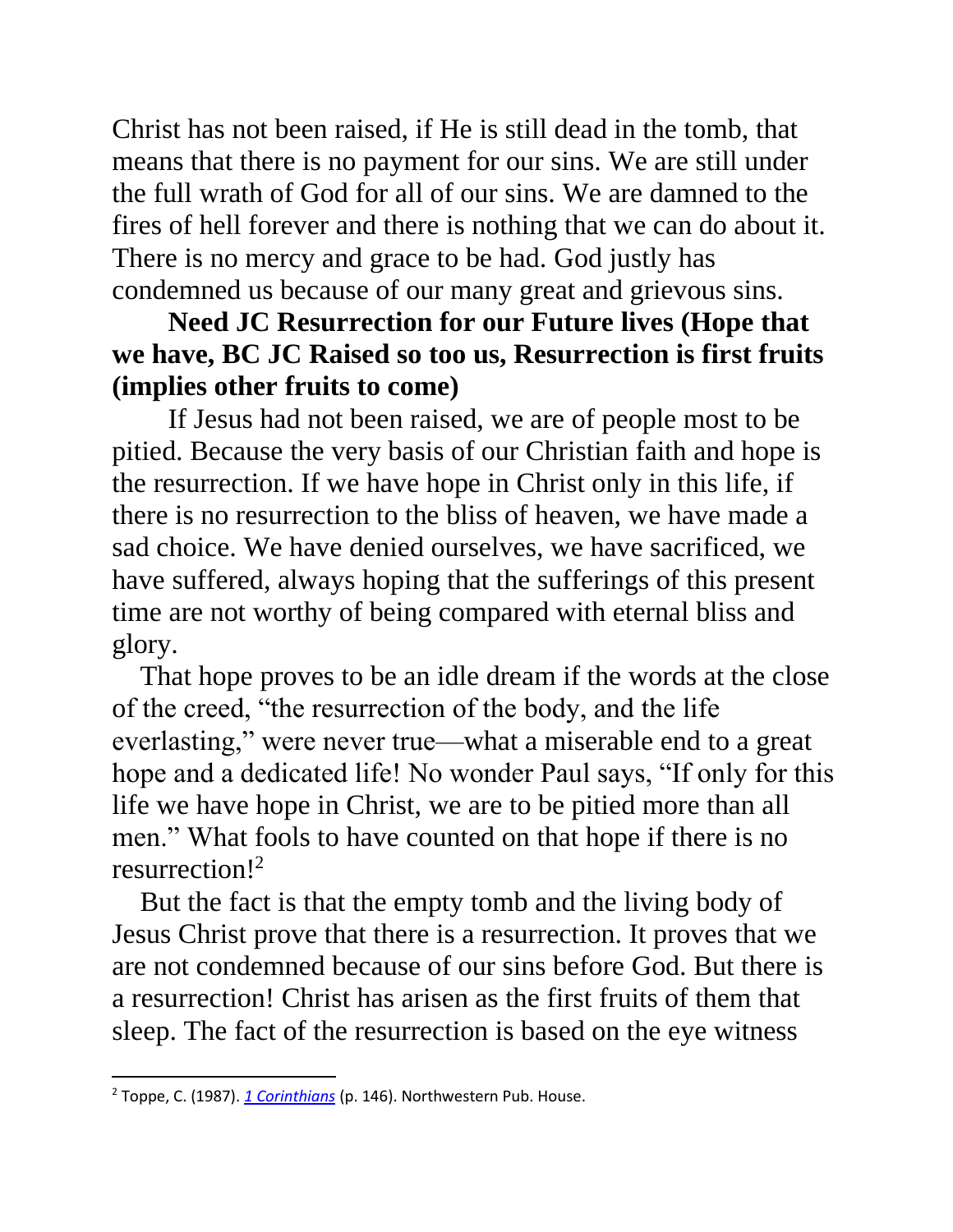Christ has not been raised, if He is still dead in the tomb, that means that there is no payment for our sins. We are still under the full wrath of God for all of our sins. We are damned to the fires of hell forever and there is nothing that we can do about it. There is no mercy and grace to be had. God justly has condemned us because of our many great and grievous sins.

**Need JC Resurrection for our Future lives (Hope that we have, BC JC Raised so too us, Resurrection is first fruits (implies other fruits to come)**

If Jesus had not been raised, we are of people most to be pitied. Because the very basis of our Christian faith and hope is the resurrection. If we have hope in Christ only in this life, if there is no resurrection to the bliss of heaven, we have made a sad choice. We have denied ourselves, we have sacrificed, we have suffered, always hoping that the sufferings of this present time are not worthy of being compared with eternal bliss and glory.

That hope proves to be an idle dream if the words at the close of the creed, "the resurrection of the body, and the life everlasting," were never true—what a miserable end to a great hope and a dedicated life! No wonder Paul says, "If only for this life we have hope in Christ, we are to be pitied more than all men." What fools to have counted on that hope if there is no resurrection![2]

But the fact is that the empty tomb and the living body of Jesus Christ prove that there is a resurrection. It proves that we are not condemned because of our sins before God. But there is a resurrection! Christ has arisen as the first fruits of them that sleep. The fact of the resurrection is based on the eye witness

---

[2] Toppe, C. (1987). *1 Corinthians* (p. 146). Northwestern Pub. House.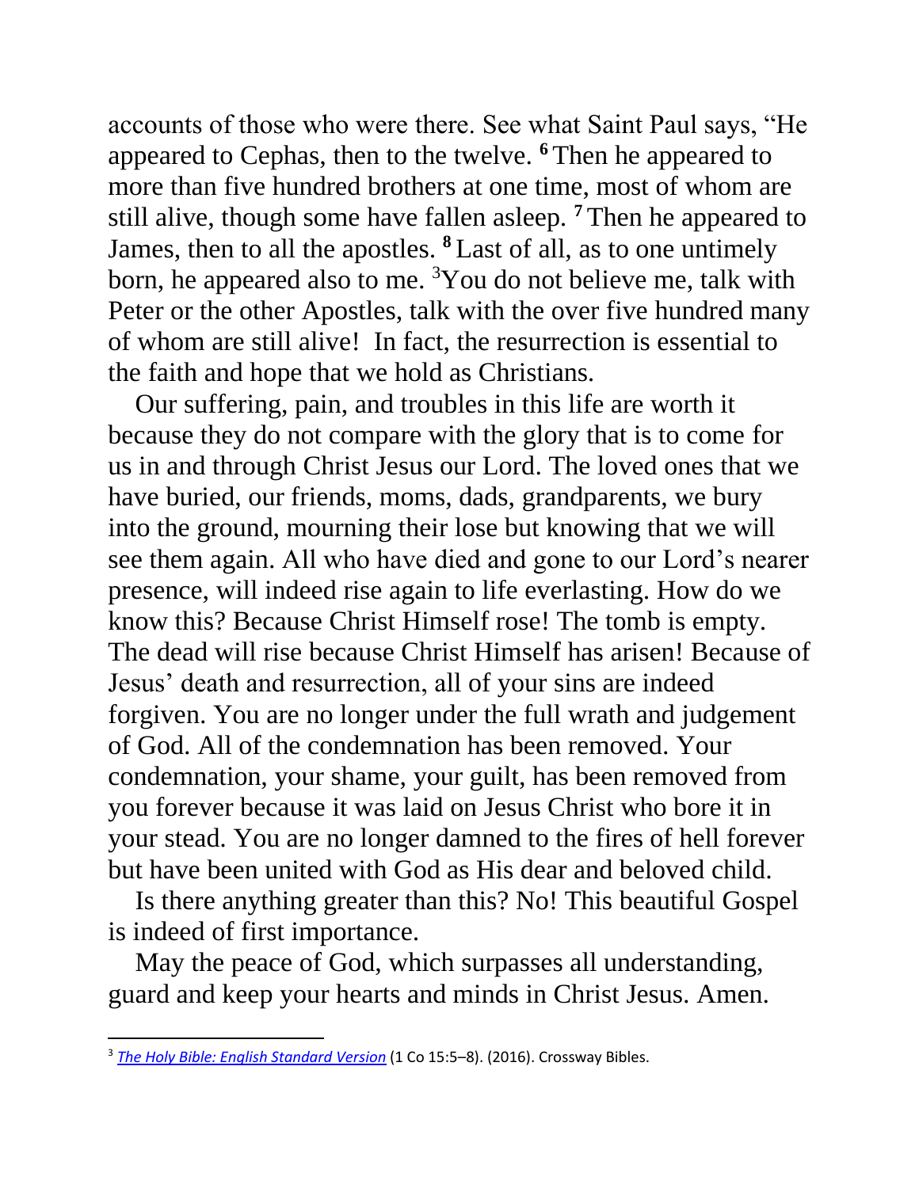accounts of those who were there. See what Saint Paul says, "He appeared to Cephas, then to the twelve. **6** Then he appeared to more than five hundred brothers at one time, most of whom are still alive, though some have fallen asleep. **7** Then he appeared to James, then to all the apostles. **8** Last of all, as to one untimely born, he appeared also to me. [3]You do not believe me, talk with Peter or the other Apostles, talk with the over five hundred many of whom are still alive! In fact, the resurrection is essential to the faith and hope that we hold as Christians.

Our suffering, pain, and troubles in this life are worth it because they do not compare with the glory that is to come for us in and through Christ Jesus our Lord. The loved ones that we have buried, our friends, moms, dads, grandparents, we bury into the ground, mourning their lose but knowing that we will see them again. All who have died and gone to our Lord's nearer presence, will indeed rise again to life everlasting. How do we know this? Because Christ Himself rose! The tomb is empty. The dead will rise because Christ Himself has arisen! Because of Jesus' death and resurrection, all of your sins are indeed forgiven. You are no longer under the full wrath and judgement of God. All of the condemnation has been removed. Your condemnation, your shame, your guilt, has been removed from you forever because it was laid on Jesus Christ who bore it in your stead. You are no longer damned to the fires of hell forever but have been united with God as His dear and beloved child.

Is there anything greater than this? No! This beautiful Gospel is indeed of first importance.

May the peace of God, which surpasses all understanding, guard and keep your hearts and minds in Christ Jesus. Amen.

---

[3] *The Holy Bible: English Standard Version* (1 Co 15:5–8). (2016). Crossway Bibles.